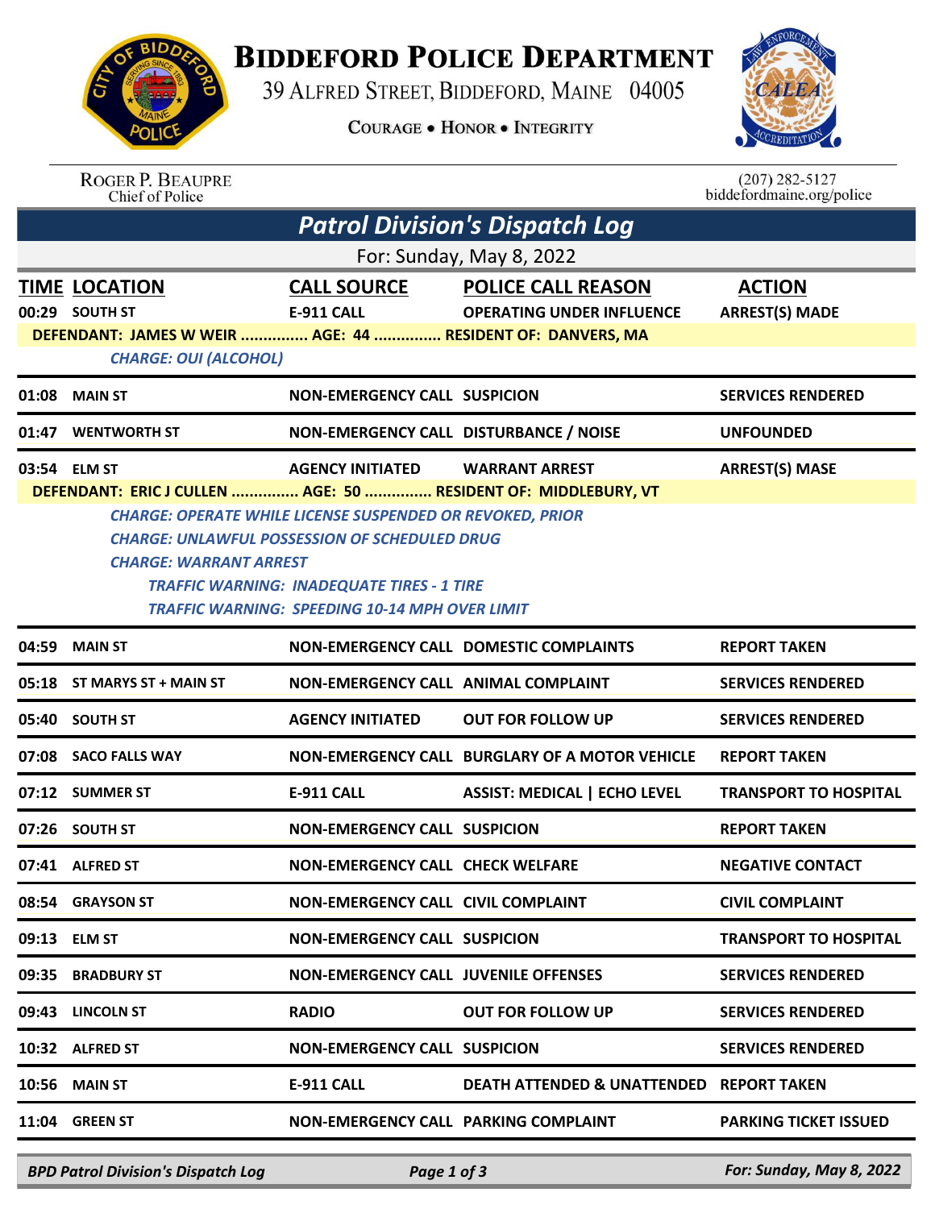# BIDDEFORD POLICE DEPARTMENT

39 ALFRED STREET, BIDDEFORD, MAINE 04005

COURAGE • HONOR • INTEGRITY

ROGER P. BEAUPRE
Chief of Police

(207) 282-5127
biddefordmaine.org/police

## *Patrol Division's Dispatch Log*

For: Sunday, May 8, 2022

| TIME | LOCATION | CALL SOURCE | POLICE CALL REASON | ACTION |
|---|---|---|---|---|
| 00:29 | SOUTH ST | E-911 CALL | OPERATING UNDER INFLUENCE | ARREST(S) MADE |
| | DEFENDANT: JAMES W WEIR ............... AGE: 44 ............... RESIDENT OF: DANVERS, MA | | | |
| | *CHARGE: OUI (ALCOHOL)* | | | |
| 01:08 | MAIN ST | NON-EMERGENCY CALL | SUSPICION | SERVICES RENDERED |
| 01:47 | WENTWORTH ST | NON-EMERGENCY CALL | DISTURBANCE / NOISE | UNFOUNDED |
| 03:54 | ELM ST | AGENCY INITIATED | WARRANT ARREST | ARREST(S) MASE |
| | DEFENDANT: ERIC J CULLEN ............... AGE: 50 ............... RESIDENT OF: MIDDLEBURY, VT | | | |
| | *CHARGE: OPERATE WHILE LICENSE SUSPENDED OR REVOKED, PRIOR* | | | |
| | *CHARGE: UNLAWFUL POSSESSION OF SCHEDULED DRUG* | | | |
| | *CHARGE: WARRANT ARREST* | | | |
| | *TRAFFIC WARNING: INADEQUATE TIRES - 1 TIRE* | | | |
| | *TRAFFIC WARNING: SPEEDING 10-14 MPH OVER LIMIT* | | | |
| 04:59 | MAIN ST | NON-EMERGENCY CALL | DOMESTIC COMPLAINTS | REPORT TAKEN |
| 05:18 | ST MARYS ST + MAIN ST | NON-EMERGENCY CALL | ANIMAL COMPLAINT | SERVICES RENDERED |
| 05:40 | SOUTH ST | AGENCY INITIATED | OUT FOR FOLLOW UP | SERVICES RENDERED |
| 07:08 | SACO FALLS WAY | NON-EMERGENCY CALL | BURGLARY OF A MOTOR VEHICLE | REPORT TAKEN |
| 07:12 | SUMMER ST | E-911 CALL | ASSIST: MEDICAL \| ECHO LEVEL | TRANSPORT TO HOSPITAL |
| 07:26 | SOUTH ST | NON-EMERGENCY CALL | SUSPICION | REPORT TAKEN |
| 07:41 | ALFRED ST | NON-EMERGENCY CALL | CHECK WELFARE | NEGATIVE CONTACT |
| 08:54 | GRAYSON ST | NON-EMERGENCY CALL | CIVIL COMPLAINT | CIVIL COMPLAINT |
| 09:13 | ELM ST | NON-EMERGENCY CALL | SUSPICION | TRANSPORT TO HOSPITAL |
| 09:35 | BRADBURY ST | NON-EMERGENCY CALL | JUVENILE OFFENSES | SERVICES RENDERED |
| 09:43 | LINCOLN ST | RADIO | OUT FOR FOLLOW UP | SERVICES RENDERED |
| 10:32 | ALFRED ST | NON-EMERGENCY CALL | SUSPICION | SERVICES RENDERED |
| 10:56 | MAIN ST | E-911 CALL | DEATH ATTENDED & UNATTENDED | REPORT TAKEN |
| 11:04 | GREEN ST | NON-EMERGENCY CALL | PARKING COMPLAINT | PARKING TICKET ISSUED |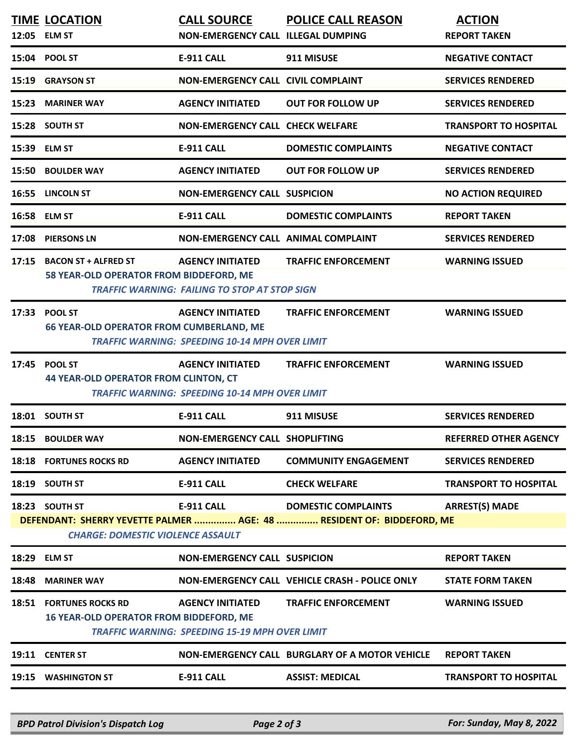| TIME | LOCATION | CALL SOURCE | POLICE CALL REASON | ACTION |
|---|---|---|---|---|
| 12:05 | ELM ST | NON-EMERGENCY CALL | ILLEGAL DUMPING | REPORT TAKEN |
| 15:04 | POOL ST | E-911 CALL | 911 MISUSE | NEGATIVE CONTACT |
| 15:19 | GRAYSON ST | NON-EMERGENCY CALL | CIVIL COMPLAINT | SERVICES RENDERED |
| 15:23 | MARINER WAY | AGENCY INITIATED | OUT FOR FOLLOW UP | SERVICES RENDERED |
| 15:28 | SOUTH ST | NON-EMERGENCY CALL | CHECK WELFARE | TRANSPORT TO HOSPITAL |
| 15:39 | ELM ST | E-911 CALL | DOMESTIC COMPLAINTS | NEGATIVE CONTACT |
| 15:50 | BOULDER WAY | AGENCY INITIATED | OUT FOR FOLLOW UP | SERVICES RENDERED |
| 16:55 | LINCOLN ST | NON-EMERGENCY CALL | SUSPICION | NO ACTION REQUIRED |
| 16:58 | ELM ST | E-911 CALL | DOMESTIC COMPLAINTS | REPORT TAKEN |
| 17:08 | PIERSONS LN | NON-EMERGENCY CALL | ANIMAL COMPLAINT | SERVICES RENDERED |
| 17:15 | BACON ST + ALFRED ST<br>58 YEAR-OLD OPERATOR FROM BIDDEFORD, ME<br>*TRAFFIC WARNING: FAILING TO STOP AT STOP SIGN* | AGENCY INITIATED | TRAFFIC ENFORCEMENT | WARNING ISSUED |
| 17:33 | POOL ST<br>66 YEAR-OLD OPERATOR FROM CUMBERLAND, ME<br>*TRAFFIC WARNING: SPEEDING 10-14 MPH OVER LIMIT* | AGENCY INITIATED | TRAFFIC ENFORCEMENT | WARNING ISSUED |
| 17:45 | POOL ST<br>44 YEAR-OLD OPERATOR FROM CLINTON, CT<br>*TRAFFIC WARNING: SPEEDING 10-14 MPH OVER LIMIT* | AGENCY INITIATED | TRAFFIC ENFORCEMENT | WARNING ISSUED |
| 18:01 | SOUTH ST | E-911 CALL | 911 MISUSE | SERVICES RENDERED |
| 18:15 | BOULDER WAY | NON-EMERGENCY CALL | SHOPLIFTING | REFERRED OTHER AGENCY |
| 18:18 | FORTUNES ROCKS RD | AGENCY INITIATED | COMMUNITY ENGAGEMENT | SERVICES RENDERED |
| 18:19 | SOUTH ST | E-911 CALL | CHECK WELFARE | TRANSPORT TO HOSPITAL |
| 18:23 | SOUTH ST<br>DEFENDANT: SHERRY YEVETTE PALMER ............... AGE: 48 ............... RESIDENT OF: BIDDEFORD, ME<br>*CHARGE: DOMESTIC VIOLENCE ASSAULT* | E-911 CALL | DOMESTIC COMPLAINTS | ARREST(S) MADE |
| 18:29 | ELM ST | NON-EMERGENCY CALL | SUSPICION | REPORT TAKEN |
| 18:48 | MARINER WAY | NON-EMERGENCY CALL | VEHICLE CRASH - POLICE ONLY | STATE FORM TAKEN |
| 18:51 | FORTUNES ROCKS RD<br>16 YEAR-OLD OPERATOR FROM BIDDEFORD, ME<br>*TRAFFIC WARNING: SPEEDING 15-19 MPH OVER LIMIT* | AGENCY INITIATED | TRAFFIC ENFORCEMENT | WARNING ISSUED |
| 19:11 | CENTER ST | NON-EMERGENCY CALL | BURGLARY OF A MOTOR VEHICLE | REPORT TAKEN |
| 19:15 | WASHINGTON ST | E-911 CALL | ASSIST: MEDICAL | TRANSPORT TO HOSPITAL |

*BPD Patrol Division's Dispatch Log* — *For: Sunday, May 8, 2022*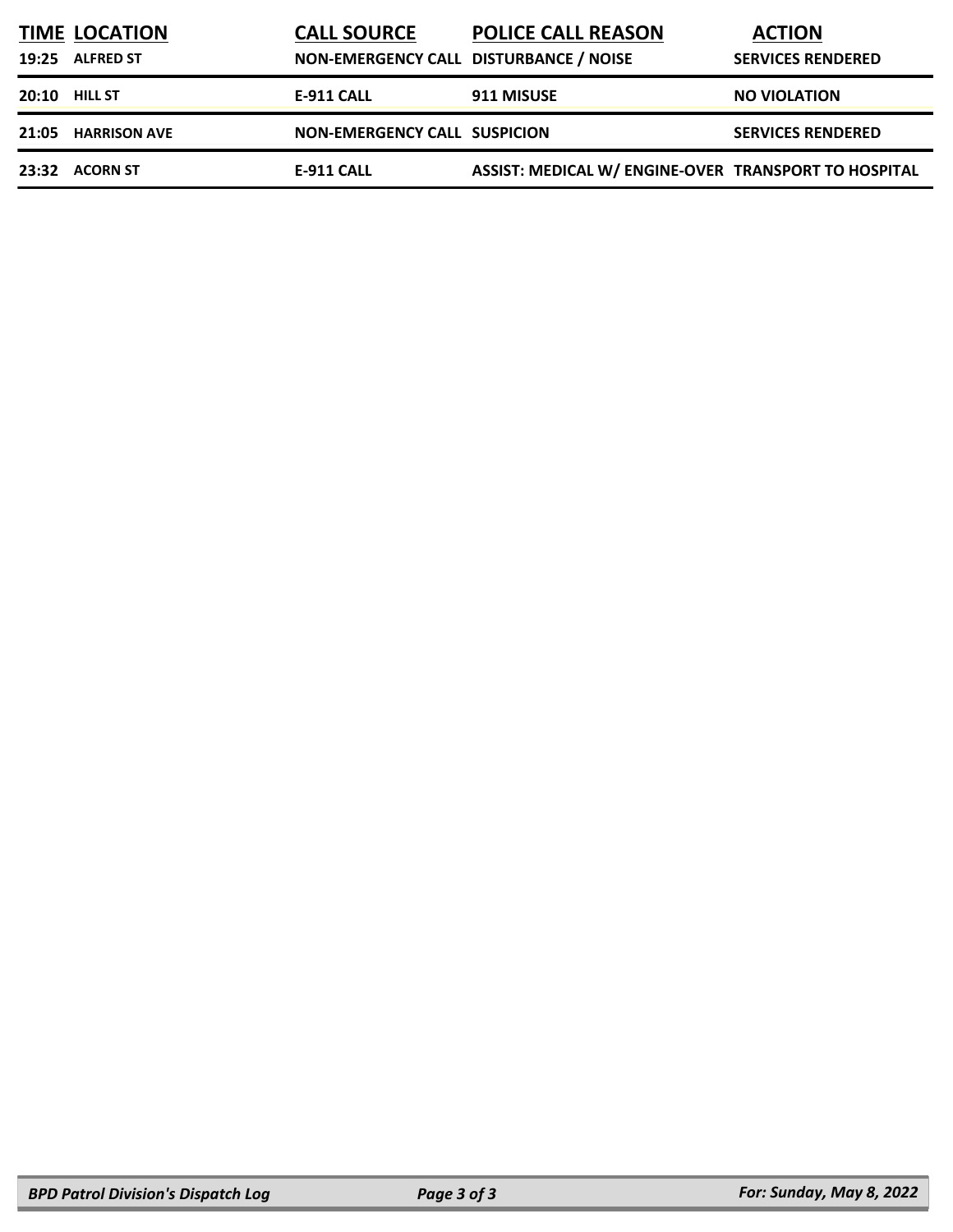| TIME | LOCATION | CALL SOURCE | POLICE CALL REASON | ACTION |
|---|---|---|---|---|
| 19:25 | ALFRED ST | NON-EMERGENCY CALL | DISTURBANCE / NOISE | SERVICES RENDERED |
| 20:10 | HILL ST | E-911 CALL | 911 MISUSE | NO VIOLATION |
| 21:05 | HARRISON AVE | NON-EMERGENCY CALL | SUSPICION | SERVICES RENDERED |
| 23:32 | ACORN ST | E-911 CALL | ASSIST: MEDICAL W/ ENGINE-OVER | TRANSPORT TO HOSPITAL |